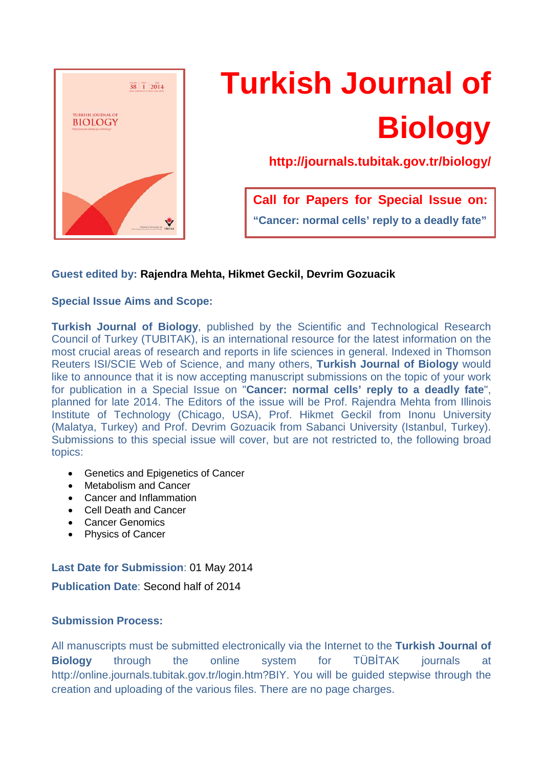# Turkish Journal of Biology

**http://journals.tubitak.gov.tr/biology/**

**Call for Papers for Special Issue on:**
**"Cancer: normal cells' reply to a deadly fate"**

**Guest edited by: Rajendra Mehta, Hikmet Geckil, Devrim Gozuacik**

**Special Issue Aims and Scope:**

**Turkish Journal of Biology**, published by the Scientific and Technological Research Council of Turkey (TUBITAK), is an international resource for the latest information on the most crucial areas of research and reports in life sciences in general. Indexed in Thomson Reuters ISI/SCIE Web of Science, and many others, **Turkish Journal of Biology** would like to announce that it is now accepting manuscript submissions on the topic of your work for publication in a Special Issue on "**Cancer: normal cells' reply to a deadly fate**", planned for late 2014. The Editors of the issue will be Prof. Rajendra Mehta from Illinois Institute of Technology (Chicago, USA), Prof. Hikmet Geckil from Inonu University (Malatya, Turkey) and Prof. Devrim Gozuacik from Sabanci University (Istanbul, Turkey). Submissions to this special issue will cover, but are not restricted to, the following broad topics:

- Genetics and Epigenetics of Cancer
- Metabolism and Cancer
- Cancer and Inflammation
- Cell Death and Cancer
- Cancer Genomics
- Physics of Cancer

**Last Date for Submission**: 01 May 2014

**Publication Date**: Second half of 2014

**Submission Process:**

All manuscripts must be submitted electronically via the Internet to the **Turkish Journal of Biology** through the online system for TÜBİTAK journals at http://online.journals.tubitak.gov.tr/login.htm?BIY. You will be guided stepwise through the creation and uploading of the various files. There are no page charges.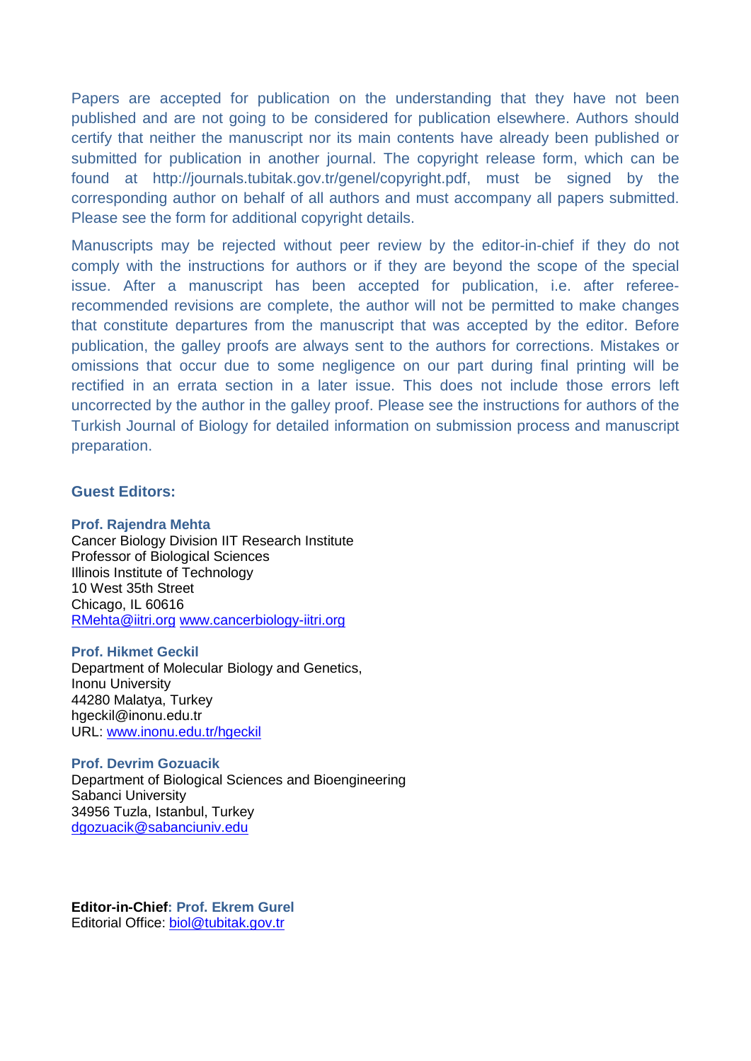Papers are accepted for publication on the understanding that they have not been published and are not going to be considered for publication elsewhere. Authors should certify that neither the manuscript nor its main contents have already been published or submitted for publication in another journal. The copyright release form, which can be found at http://journals.tubitak.gov.tr/genel/copyright.pdf, must be signed by the corresponding author on behalf of all authors and must accompany all papers submitted. Please see the form for additional copyright details.

Manuscripts may be rejected without peer review by the editor-in-chief if they do not comply with the instructions for authors or if they are beyond the scope of the special issue. After a manuscript has been accepted for publication, i.e. after referee-recommended revisions are complete, the author will not be permitted to make changes that constitute departures from the manuscript that was accepted by the editor. Before publication, the galley proofs are always sent to the authors for corrections. Mistakes or omissions that occur due to some negligence on our part during final printing will be rectified in an errata section in a later issue. This does not include those errors left uncorrected by the author in the galley proof. Please see the instructions for authors of the Turkish Journal of Biology for detailed information on submission process and manuscript preparation.

## Guest Editors:

**Prof. Rajendra Mehta**
Cancer Biology Division IIT Research Institute
Professor of Biological Sciences
Illinois Institute of Technology
10 West 35th Street
Chicago, IL 60616
RMehta@iitri.org www.cancerbiology-iitri.org

**Prof. Hikmet Geckil**
Department of Molecular Biology and Genetics,
Inonu University
44280 Malatya, Turkey
hgeckil@inonu.edu.tr
URL: www.inonu.edu.tr/hgeckil

**Prof. Devrim Gozuacik**
Department of Biological Sciences and Bioengineering
Sabanci University
34956 Tuzla, Istanbul, Turkey
dgozuacik@sabanciuniv.edu

**Editor-in-Chief: Prof. Ekrem Gurel**
Editorial Office: biol@tubitak.gov.tr